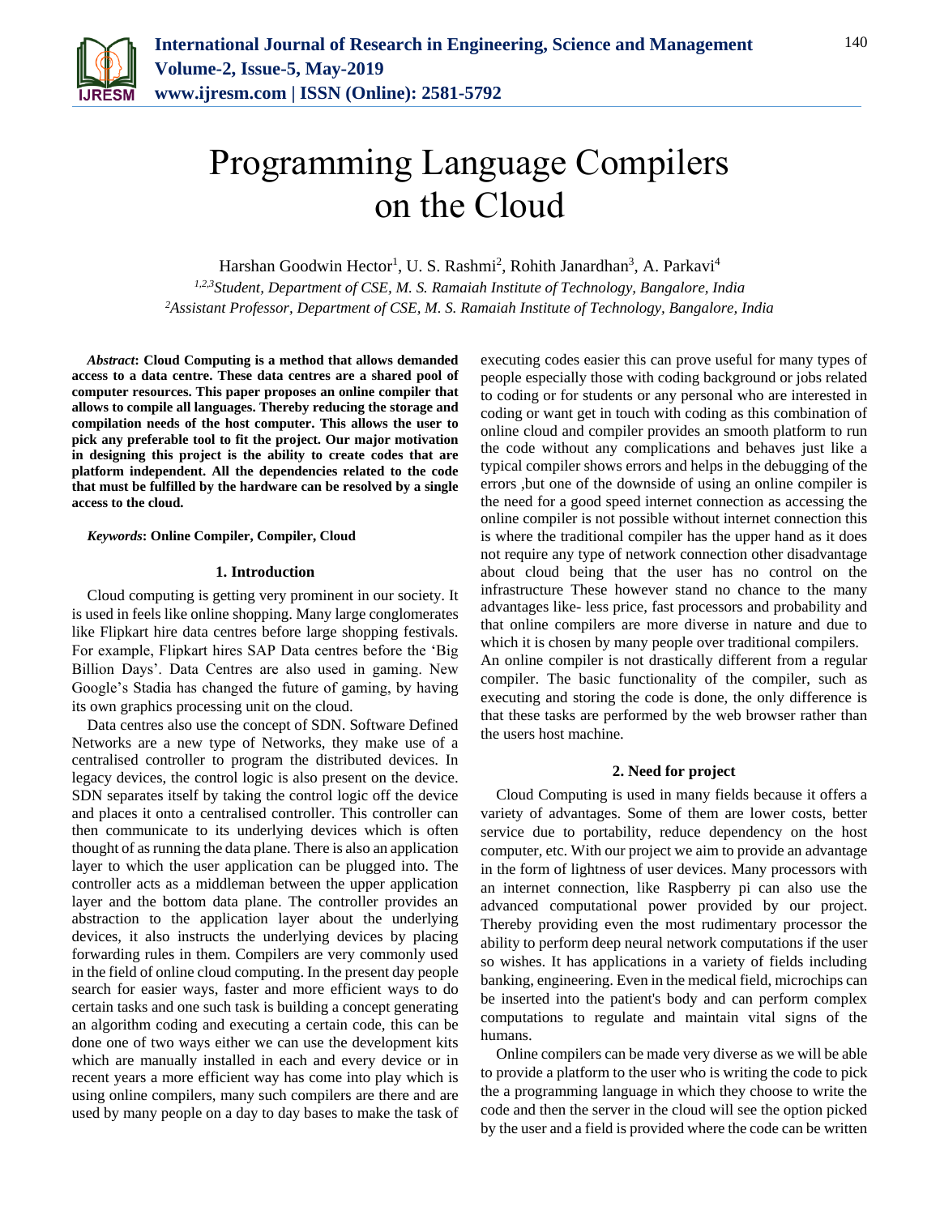# Programming Language Compilers on the Cloud

Harshan Goodwin Hector[1], U. S. Rashmi[2], Rohith Janardhan[3], A. Parkavi[4]

[1,2,3]Student, Department of CSE, M. S. Ramaiah Institute of Technology, Bangalore, India
[2]Assistant Professor, Department of CSE, M. S. Ramaiah Institute of Technology, Bangalore, India

***Abstract*: Cloud Computing is a method that allows demanded access to a data centre. These data centres are a shared pool of computer resources. This paper proposes an online compiler that allows to compile all languages. Thereby reducing the storage and compilation needs of the host computer. This allows the user to pick any preferable tool to fit the project. Our major motivation in designing this project is the ability to create codes that are platform independent. All the dependencies related to the code that must be fulfilled by the hardware can be resolved by a single access to the cloud.**

***Keywords*: Online Compiler, Compiler, Cloud**

## 1. Introduction

Cloud computing is getting very prominent in our society. It is used in feels like online shopping. Many large conglomerates like Flipkart hire data centres before large shopping festivals. For example, Flipkart hires SAP Data centres before the 'Big Billion Days'. Data Centres are also used in gaming. New Google's Stadia has changed the future of gaming, by having its own graphics processing unit on the cloud.

Data centres also use the concept of SDN. Software Defined Networks are a new type of Networks, they make use of a centralised controller to program the distributed devices. In legacy devices, the control logic is also present on the device. SDN separates itself by taking the control logic off the device and places it onto a centralised controller. This controller can then communicate to its underlying devices which is often thought of as running the data plane. There is also an application layer to which the user application can be plugged into. The controller acts as a middleman between the upper application layer and the bottom data plane. The controller provides an abstraction to the application layer about the underlying devices, it also instructs the underlying devices by placing forwarding rules in them. Compilers are very commonly used in the field of online cloud computing. In the present day people search for easier ways, faster and more efficient ways to do certain tasks and one such task is building a concept generating an algorithm coding and executing a certain code, this can be done one of two ways either we can use the development kits which are manually installed in each and every device or in recent years a more efficient way has come into play which is using online compilers, many such compilers are there and are used by many people on a day to day bases to make the task of executing codes easier this can prove useful for many types of people especially those with coding background or jobs related to coding or for students or any personal who are interested in coding or want get in touch with coding as this combination of online cloud and compiler provides an smooth platform to run the code without any complications and behaves just like a typical compiler shows errors and helps in the debugging of the errors ,but one of the downside of using an online compiler is the need for a good speed internet connection as accessing the online compiler is not possible without internet connection this is where the traditional compiler has the upper hand as it does not require any type of network connection other disadvantage about cloud being that the user has no control on the infrastructure These however stand no chance to the many advantages like- less price, fast processors and probability and that online compilers are more diverse in nature and due to which it is chosen by many people over traditional compilers.
An online compiler is not drastically different from a regular compiler. The basic functionality of the compiler, such as executing and storing the code is done, the only difference is that these tasks are performed by the web browser rather than the users host machine.

## 2. Need for project

Cloud Computing is used in many fields because it offers a variety of advantages. Some of them are lower costs, better service due to portability, reduce dependency on the host computer, etc. With our project we aim to provide an advantage in the form of lightness of user devices. Many processors with an internet connection, like Raspberry pi can also use the advanced computational power provided by our project. Thereby providing even the most rudimentary processor the ability to perform deep neural network computations if the user so wishes. It has applications in a variety of fields including banking, engineering. Even in the medical field, microchips can be inserted into the patient's body and can perform complex computations to regulate and maintain vital signs of the humans.

Online compilers can be made very diverse as we will be able to provide a platform to the user who is writing the code to pick the a programming language in which they choose to write the code and then the server in the cloud will see the option picked by the user and a field is provided where the code can be written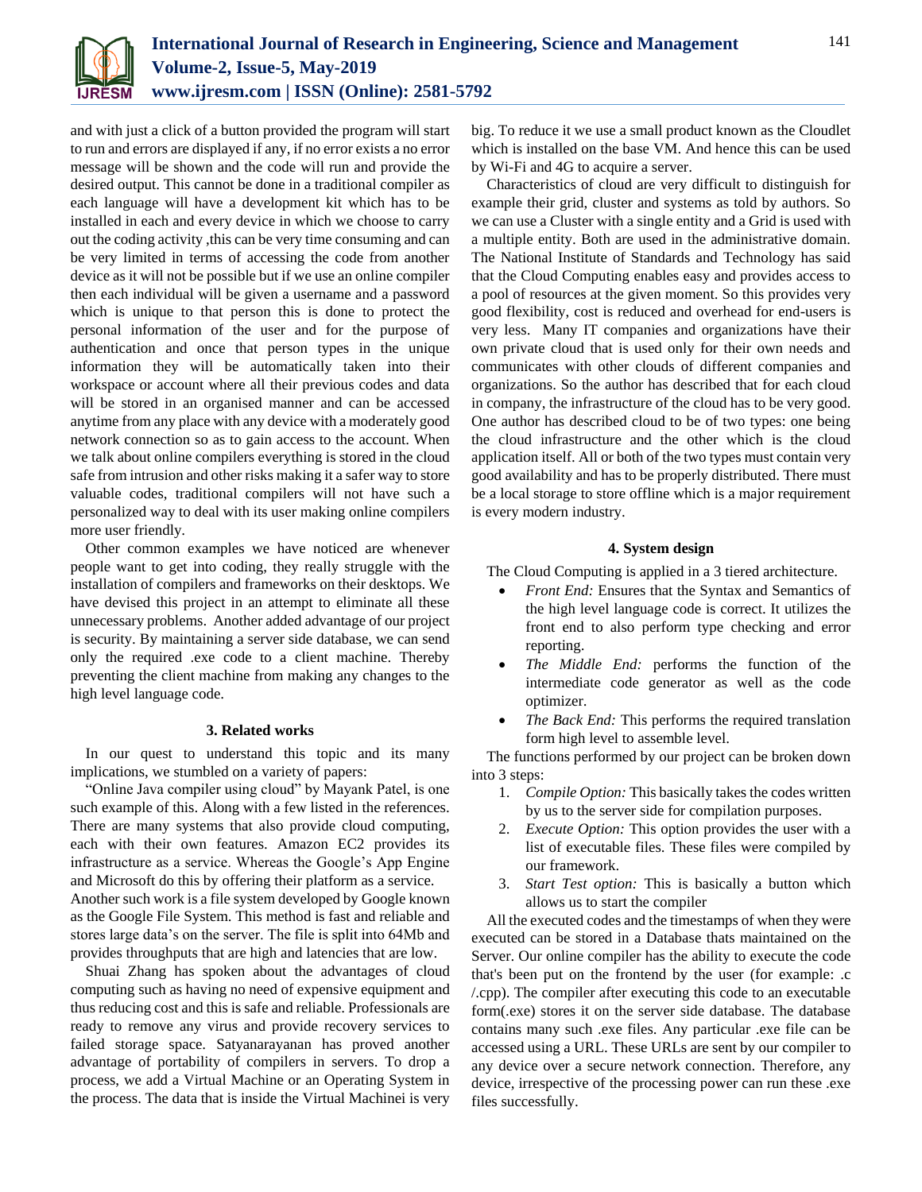and with just a click of a button provided the program will start to run and errors are displayed if any, if no error exists a no error message will be shown and the code will run and provide the desired output. This cannot be done in a traditional compiler as each language will have a development kit which has to be installed in each and every device in which we choose to carry out the coding activity ,this can be very time consuming and can be very limited in terms of accessing the code from another device as it will not be possible but if we use an online compiler then each individual will be given a username and a password which is unique to that person this is done to protect the personal information of the user and for the purpose of authentication and once that person types in the unique information they will be automatically taken into their workspace or account where all their previous codes and data will be stored in an organised manner and can be accessed anytime from any place with any device with a moderately good network connection so as to gain access to the account. When we talk about online compilers everything is stored in the cloud safe from intrusion and other risks making it a safer way to store valuable codes, traditional compilers will not have such a personalized way to deal with its user making online compilers more user friendly.

Other common examples we have noticed are whenever people want to get into coding, they really struggle with the installation of compilers and frameworks on their desktops. We have devised this project in an attempt to eliminate all these unnecessary problems. Another added advantage of our project is security. By maintaining a server side database, we can send only the required .exe code to a client machine. Thereby preventing the client machine from making any changes to the high level language code.

## 3. Related works

In our quest to understand this topic and its many implications, we stumbled on a variety of papers:

"Online Java compiler using cloud" by Mayank Patel, is one such example of this. Along with a few listed in the references. There are many systems that also provide cloud computing, each with their own features. Amazon EC2 provides its infrastructure as a service. Whereas the Google's App Engine and Microsoft do this by offering their platform as a service. Another such work is a file system developed by Google known as the Google File System. This method is fast and reliable and stores large data's on the server. The file is split into 64Mb and provides throughputs that are high and latencies that are low.

Shuai Zhang has spoken about the advantages of cloud computing such as having no need of expensive equipment and thus reducing cost and this is safe and reliable. Professionals are ready to remove any virus and provide recovery services to failed storage space. Satyanarayanan has proved another advantage of portability of compilers in servers. To drop a process, we add a Virtual Machine or an Operating System in the process. The data that is inside the Virtual Machinei is very big. To reduce it we use a small product known as the Cloudlet which is installed on the base VM. And hence this can be used by Wi-Fi and 4G to acquire a server.

Characteristics of cloud are very difficult to distinguish for example their grid, cluster and systems as told by authors. So we can use a Cluster with a single entity and a Grid is used with a multiple entity. Both are used in the administrative domain. The National Institute of Standards and Technology has said that the Cloud Computing enables easy and provides access to a pool of resources at the given moment. So this provides very good flexibility, cost is reduced and overhead for end-users is very less. Many IT companies and organizations have their own private cloud that is used only for their own needs and communicates with other clouds of different companies and organizations. So the author has described that for each cloud in company, the infrastructure of the cloud has to be very good. One author has described cloud to be of two types: one being the cloud infrastructure and the other which is the cloud application itself. All or both of the two types must contain very good availability and has to be properly distributed. There must be a local storage to store offline which is a major requirement is every modern industry.

## 4. System design

The Cloud Computing is applied in a 3 tiered architecture.

- *Front End:* Ensures that the Syntax and Semantics of the high level language code is correct. It utilizes the front end to also perform type checking and error reporting.
- *The Middle End:* performs the function of the intermediate code generator as well as the code optimizer.
- *The Back End:* This performs the required translation form high level to assemble level.

The functions performed by our project can be broken down into 3 steps:

1. *Compile Option:* This basically takes the codes written by us to the server side for compilation purposes.
2. *Execute Option:* This option provides the user with a list of executable files. These files were compiled by our framework.
3. *Start Test option:* This is basically a button which allows us to start the compiler

All the executed codes and the timestamps of when they were executed can be stored in a Database thats maintained on the Server. Our online compiler has the ability to execute the code that's been put on the frontend by the user (for example: .c /.cpp). The compiler after executing this code to an executable form(.exe) stores it on the server side database. The database contains many such .exe files. Any particular .exe file can be accessed using a URL. These URLs are sent by our compiler to any device over a secure network connection. Therefore, any device, irrespective of the processing power can run these .exe files successfully.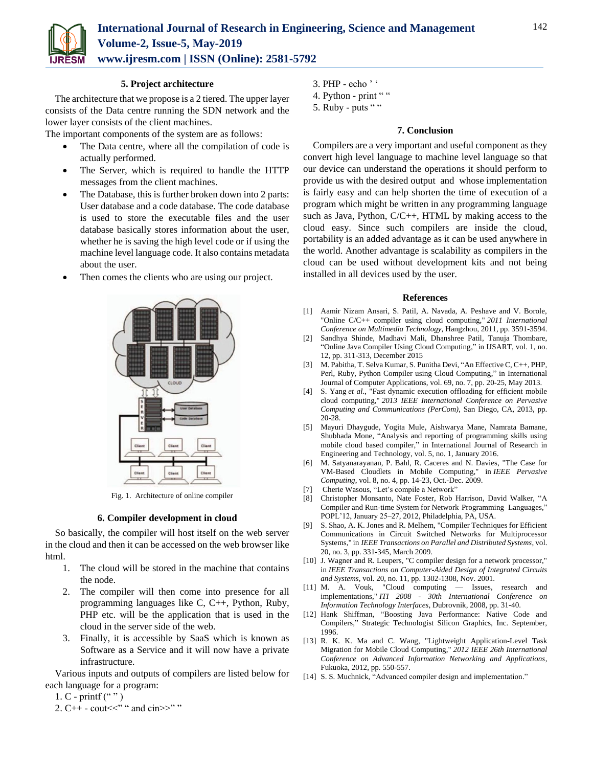## 5. Project architecture

The architecture that we propose is a 2 tiered. The upper layer consists of the Data centre running the SDN network and the lower layer consists of the client machines.

The important components of the system are as follows:

- The Data centre, where all the compilation of code is actually performed.
- The Server, which is required to handle the HTTP messages from the client machines.
- The Database, this is further broken down into 2 parts: User database and a code database. The code database is used to store the executable files and the user database basically stores information about the user, whether he is saving the high level code or if using the machine level language code. It also contains metadata about the user.
- Then comes the clients who are using our project.

Fig. 1. Architecture of online compiler

## 6. Compiler development in cloud

So basically, the compiler will host itself on the web server in the cloud and then it can be accessed on the web browser like html.

1. The cloud will be stored in the machine that contains the node.
2. The compiler will then come into presence for all programming languages like C, C++, Python, Ruby, PHP etc. will be the application that is used in the cloud in the server side of the web.
3. Finally, it is accessible by SaaS which is known as Software as a Service and it will now have a private infrastructure.

Various inputs and outputs of compilers are listed below for each language for a program:

1. C - printf (" ")
2. C++ - cout<<" " and cin>>" "
3. PHP - echo ' '
4. Python - print " "
5. Ruby - puts " "

## 7. Conclusion

Compilers are a very important and useful component as they convert high level language to machine level language so that our device can understand the operations it should perform to provide us with the desired output and whose implementation is fairly easy and can help shorten the time of execution of a program which might be written in any programming language such as Java, Python, C/C++, HTML by making access to the cloud easy. Since such compilers are inside the cloud, portability is an added advantage as it can be used anywhere in the world. Another advantage is scalability as compilers in the cloud can be used without development kits and not being installed in all devices used by the user.

## References

[1] Aamir Nizam Ansari, S. Patil, A. Navada, A. Peshave and V. Borole, "Online C/C++ compiler using cloud computing," *2011 International Conference on Multimedia Technology*, Hangzhou, 2011, pp. 3591-3594.

[2] Sandhya Shinde, Madhavi Mali, Dhanshree Patil, Tanuja Thombare, "Online Java Compiler Using Cloud Computing," in IJSART, vol. 1, no. 12, pp. 311-313, December 2015

[3] M. Pabitha, T. Selva Kumar, S. Punitha Devi, "An Effective C, C++, PHP, Perl, Ruby, Python Compiler using Cloud Computing," in International Journal of Computer Applications, vol. 69, no. 7, pp. 20-25, May 2013.

[4] S. Yang *et al.*, "Fast dynamic execution offloading for efficient mobile cloud computing," *2013 IEEE International Conference on Pervasive Computing and Communications (PerCom)*, San Diego, CA, 2013, pp. 20-28.

[5] Mayuri Dhaygude, Yogita Mule, Aishwarya Mane, Namrata Bamane, Shubhada Mone, "Analysis and reporting of programming skills using mobile cloud based compiler," in International Journal of Research in Engineering and Technology, vol. 5, no. 1, January 2016.

[6] M. Satyanarayanan, P. Bahl, R. Caceres and N. Davies, "The Case for VM-Based Cloudlets in Mobile Computing," in *IEEE Pervasive Computing*, vol. 8, no. 4, pp. 14-23, Oct.-Dec. 2009.

[7] Cherie Wasous, "Let's compile a Network"

[8] Christopher Monsanto, Nate Foster, Rob Harrison, David Walker, "A Compiler and Run-time System for Network Programming Languages," POPL'12, January 25–27, 2012, Philadelphia, PA, USA.

[9] S. Shao, A. K. Jones and R. Melhem, "Compiler Techniques for Efficient Communications in Circuit Switched Networks for Multiprocessor Systems," in *IEEE Transactions on Parallel and Distributed Systems*, vol. 20, no. 3, pp. 331-345, March 2009.

[10] J. Wagner and R. Leupers, "C compiler design for a network processor," in *IEEE Transactions on Computer-Aided Design of Integrated Circuits and Systems*, vol. 20, no. 11, pp. 1302-1308, Nov. 2001.

[11] M. A. Vouk, "Cloud computing — Issues, research and implementations," *ITI 2008 - 30th International Conference on Information Technology Interfaces*, Dubrovnik, 2008, pp. 31-40.

[12] Hank Shiffman, "Boosting Java Performance: Native Code and Compilers," Strategic Technologist Silicon Graphics, Inc. September, 1996.

[13] R. K. K. Ma and C. Wang, "Lightweight Application-Level Task Migration for Mobile Cloud Computing," *2012 IEEE 26th International Conference on Advanced Information Networking and Applications*, Fukuoka, 2012, pp. 550-557.

[14] S. S. Muchnick, "Advanced compiler design and implementation."